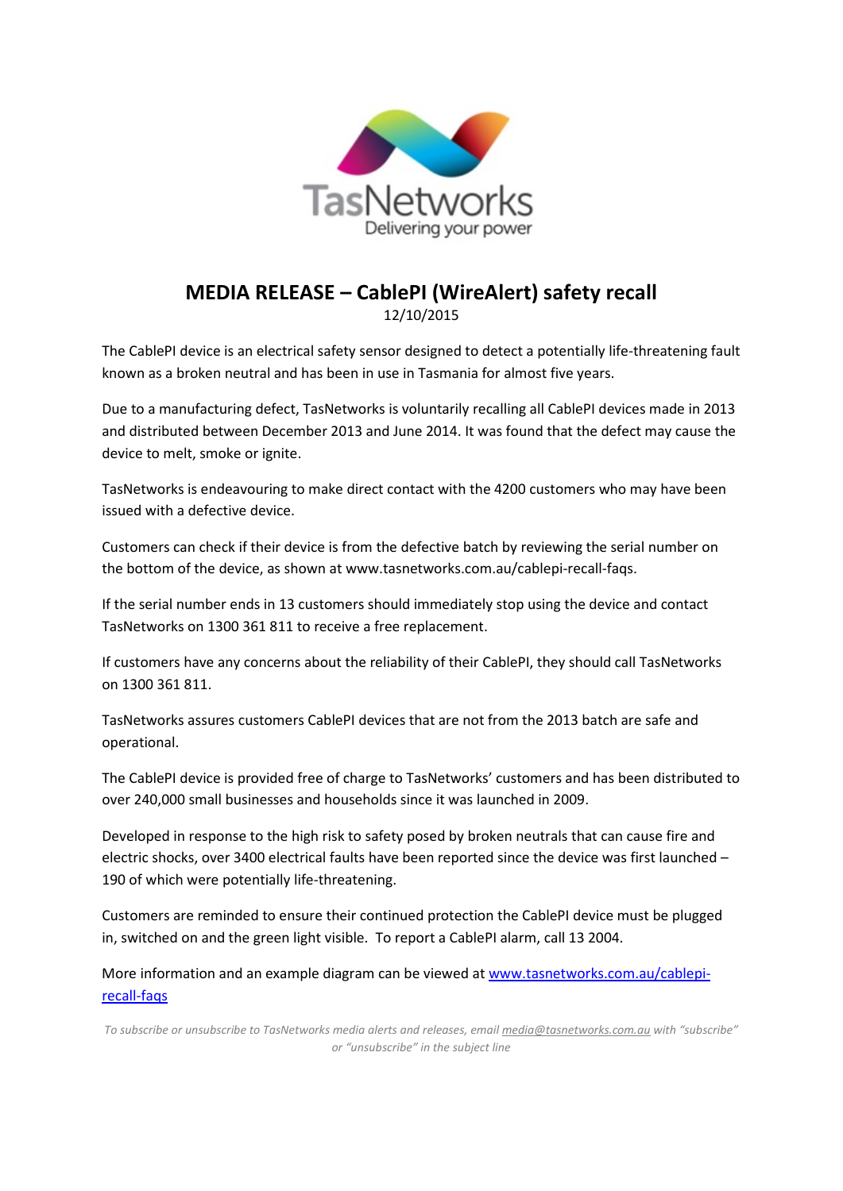TasNetworks
Delivering your power

# MEDIA RELEASE – CablePI (WireAlert) safety recall

12/10/2015

The CablePI device is an electrical safety sensor designed to detect a potentially life-threatening fault known as a broken neutral and has been in use in Tasmania for almost five years.

Due to a manufacturing defect, TasNetworks is voluntarily recalling all CablePI devices made in 2013 and distributed between December 2013 and June 2014. It was found that the defect may cause the device to melt, smoke or ignite.

TasNetworks is endeavouring to make direct contact with the 4200 customers who may have been issued with a defective device.

Customers can check if their device is from the defective batch by reviewing the serial number on the bottom of the device, as shown at www.tasnetworks.com.au/cablepi-recall-faqs.

If the serial number ends in 13 customers should immediately stop using the device and contact TasNetworks on 1300 361 811 to receive a free replacement.

If customers have any concerns about the reliability of their CablePI, they should call TasNetworks on 1300 361 811.

TasNetworks assures customers CablePI devices that are not from the 2013 batch are safe and operational.

The CablePI device is provided free of charge to TasNetworks' customers and has been distributed to over 240,000 small businesses and households since it was launched in 2009.

Developed in response to the high risk to safety posed by broken neutrals that can cause fire and electric shocks, over 3400 electrical faults have been reported since the device was first launched – 190 of which were potentially life-threatening.

Customers are reminded to ensure their continued protection the CablePI device must be plugged in, switched on and the green light visible. To report a CablePI alarm, call 13 2004.

More information and an example diagram can be viewed at [www.tasnetworks.com.au/cablepi-recall-faqs](www.tasnetworks.com.au/cablepi-recall-faqs)

*To subscribe or unsubscribe to TasNetworks media alerts and releases, email media@tasnetworks.com.au with "subscribe" or "unsubscribe" in the subject line*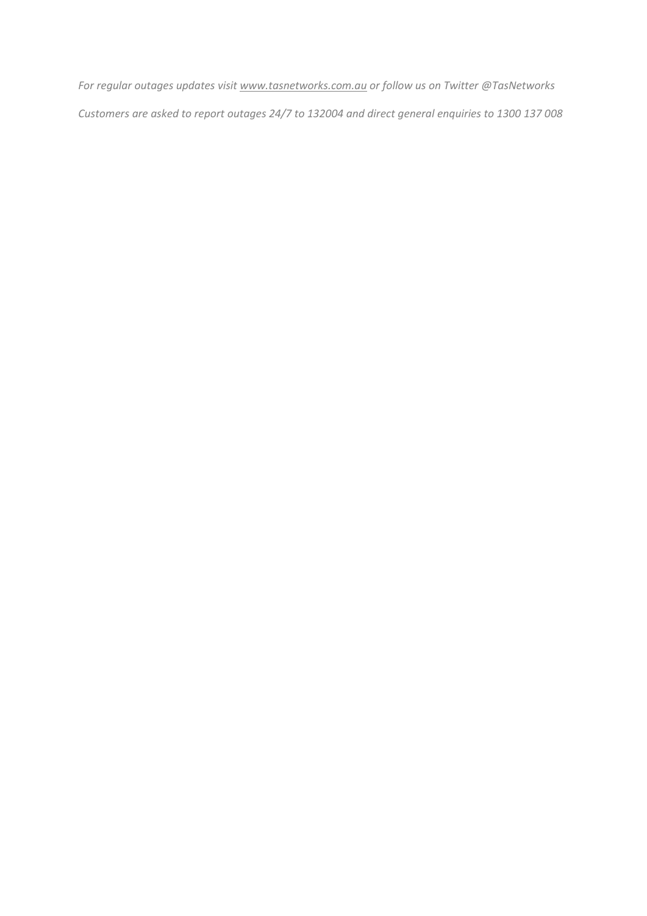*For regular outages updates visit [www.tasnetworks.com.au](http://www.tasnetworks.com.au) or follow us on Twitter @TasNetworks*

*Customers are asked to report outages 24/7 to 132004 and direct general enquiries to 1300 137 008*